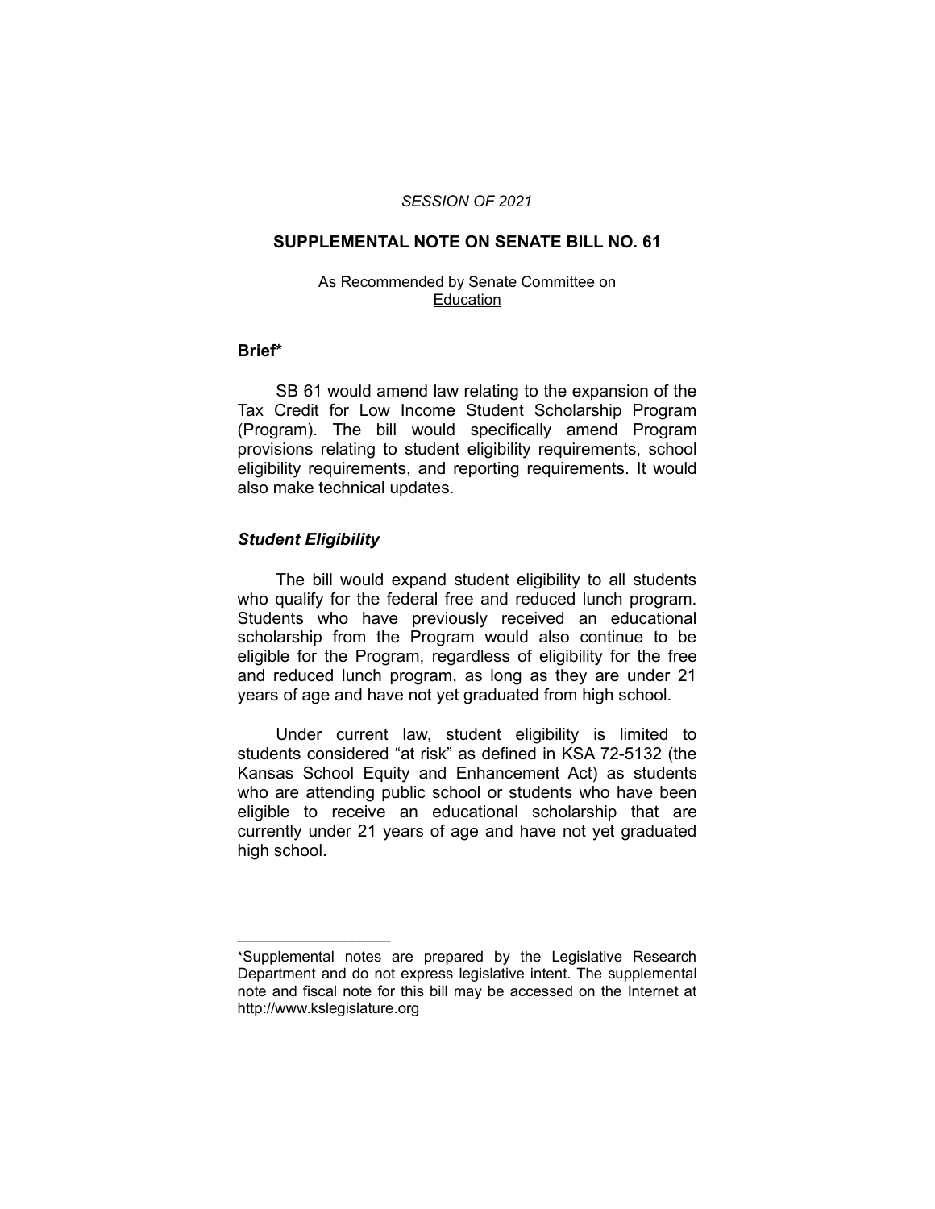*SESSION OF 2021*

# SUPPLEMENTAL NOTE ON SENATE BILL NO. 61

As Recommended by Senate Committee on Education

## Brief*

SB 61 would amend law relating to the expansion of the Tax Credit for Low Income Student Scholarship Program (Program). The bill would specifically amend Program provisions relating to student eligibility requirements, school eligibility requirements, and reporting requirements. It would also make technical updates.

### *Student Eligibility*

The bill would expand student eligibility to all students who qualify for the federal free and reduced lunch program. Students who have previously received an educational scholarship from the Program would also continue to be eligible for the Program, regardless of eligibility for the free and reduced lunch program, as long as they are under 21 years of age and have not yet graduated from high school.

Under current law, student eligibility is limited to students considered "at risk" as defined in KSA 72-5132 (the Kansas School Equity and Enhancement Act) as students who are attending public school or students who have been eligible to receive an educational scholarship that are currently under 21 years of age and have not yet graduated high school.

---

*Supplemental notes are prepared by the Legislative Research Department and do not express legislative intent. The supplemental note and fiscal note for this bill may be accessed on the Internet at http://www.kslegislature.org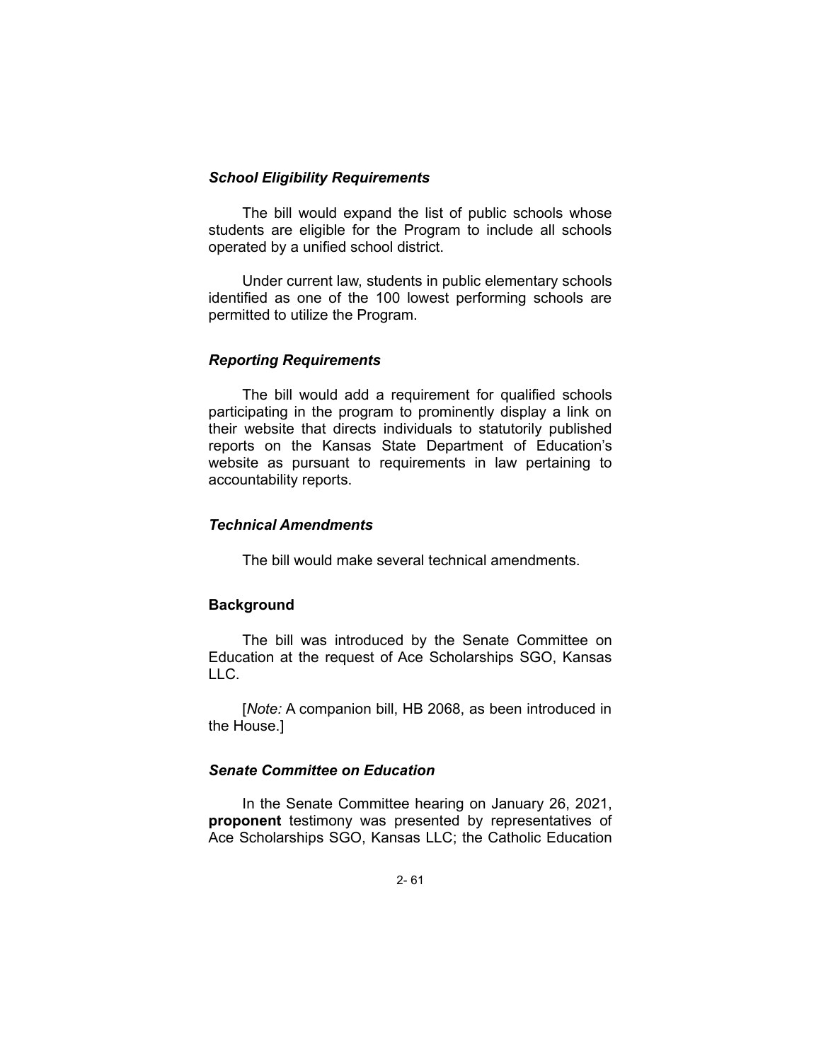### *School Eligibility Requirements*

The bill would expand the list of public schools whose students are eligible for the Program to include all schools operated by a unified school district.

Under current law, students in public elementary schools identified as one of the 100 lowest performing schools are permitted to utilize the Program.

### *Reporting Requirements*

The bill would add a requirement for qualified schools participating in the program to prominently display a link on their website that directs individuals to statutorily published reports on the Kansas State Department of Education's website as pursuant to requirements in law pertaining to accountability reports.

### *Technical Amendments*

The bill would make several technical amendments.

## Background

The bill was introduced by the Senate Committee on Education at the request of Ace Scholarships SGO, Kansas LLC.

[*Note:* A companion bill, HB 2068, as been introduced in the House.]

### *Senate Committee on Education*

In the Senate Committee hearing on January 26, 2021, **proponent** testimony was presented by representatives of Ace Scholarships SGO, Kansas LLC; the Catholic Education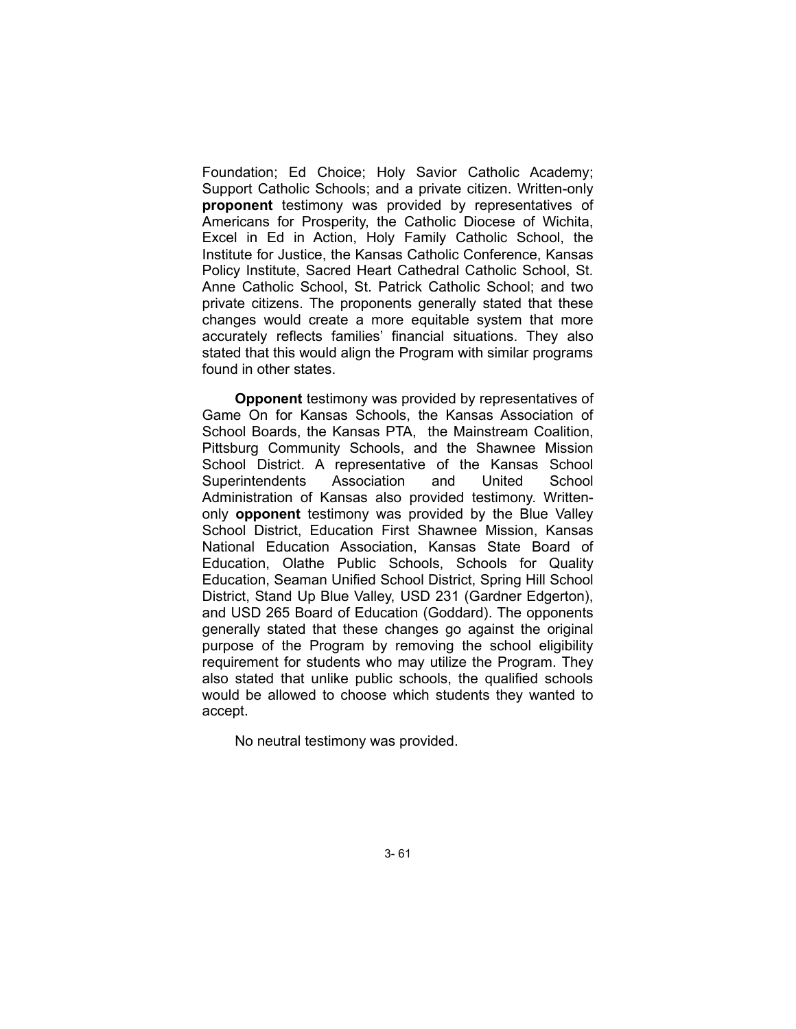Foundation; Ed Choice; Holy Savior Catholic Academy; Support Catholic Schools; and a private citizen. Written-only **proponent** testimony was provided by representatives of Americans for Prosperity, the Catholic Diocese of Wichita, Excel in Ed in Action, Holy Family Catholic School, the Institute for Justice, the Kansas Catholic Conference, Kansas Policy Institute, Sacred Heart Cathedral Catholic School, St. Anne Catholic School, St. Patrick Catholic School; and two private citizens. The proponents generally stated that these changes would create a more equitable system that more accurately reflects families' financial situations. They also stated that this would align the Program with similar programs found in other states.

**Opponent** testimony was provided by representatives of Game On for Kansas Schools, the Kansas Association of School Boards, the Kansas PTA, the Mainstream Coalition, Pittsburg Community Schools, and the Shawnee Mission School District. A representative of the Kansas School Superintendents Association and United School Administration of Kansas also provided testimony. Written-only **opponent** testimony was provided by the Blue Valley School District, Education First Shawnee Mission, Kansas National Education Association, Kansas State Board of Education, Olathe Public Schools, Schools for Quality Education, Seaman Unified School District, Spring Hill School District, Stand Up Blue Valley, USD 231 (Gardner Edgerton), and USD 265 Board of Education (Goddard). The opponents generally stated that these changes go against the original purpose of the Program by removing the school eligibility requirement for students who may utilize the Program. They also stated that unlike public schools, the qualified schools would be allowed to choose which students they wanted to accept.

No neutral testimony was provided.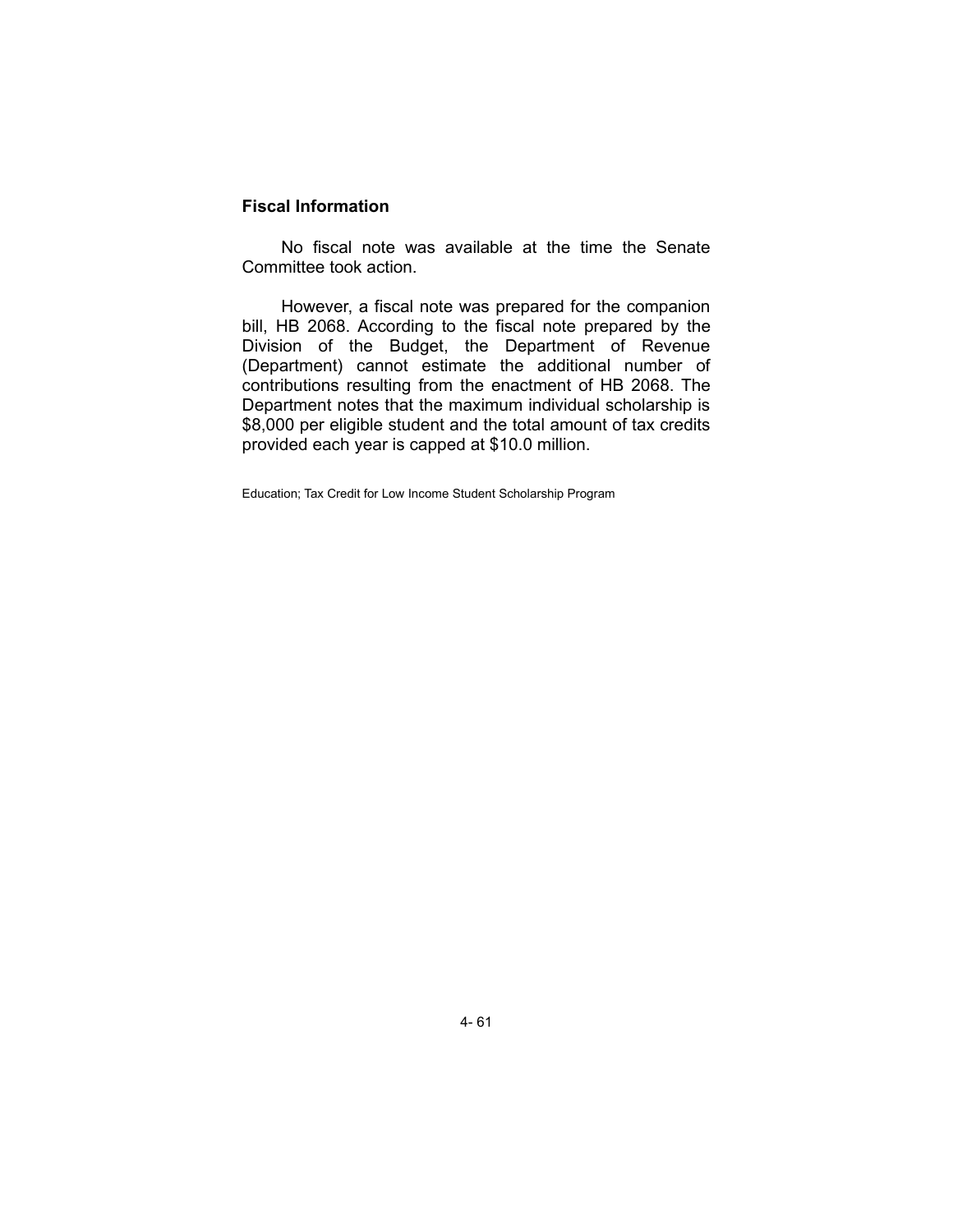## Fiscal Information

No fiscal note was available at the time the Senate Committee took action.

However, a fiscal note was prepared for the companion bill, HB 2068. According to the fiscal note prepared by the Division of the Budget, the Department of Revenue (Department) cannot estimate the additional number of contributions resulting from the enactment of HB 2068. The Department notes that the maximum individual scholarship is $8,000 per eligible student and the total amount of tax credits provided each year is capped at $10.0 million.

Education; Tax Credit for Low Income Student Scholarship Program